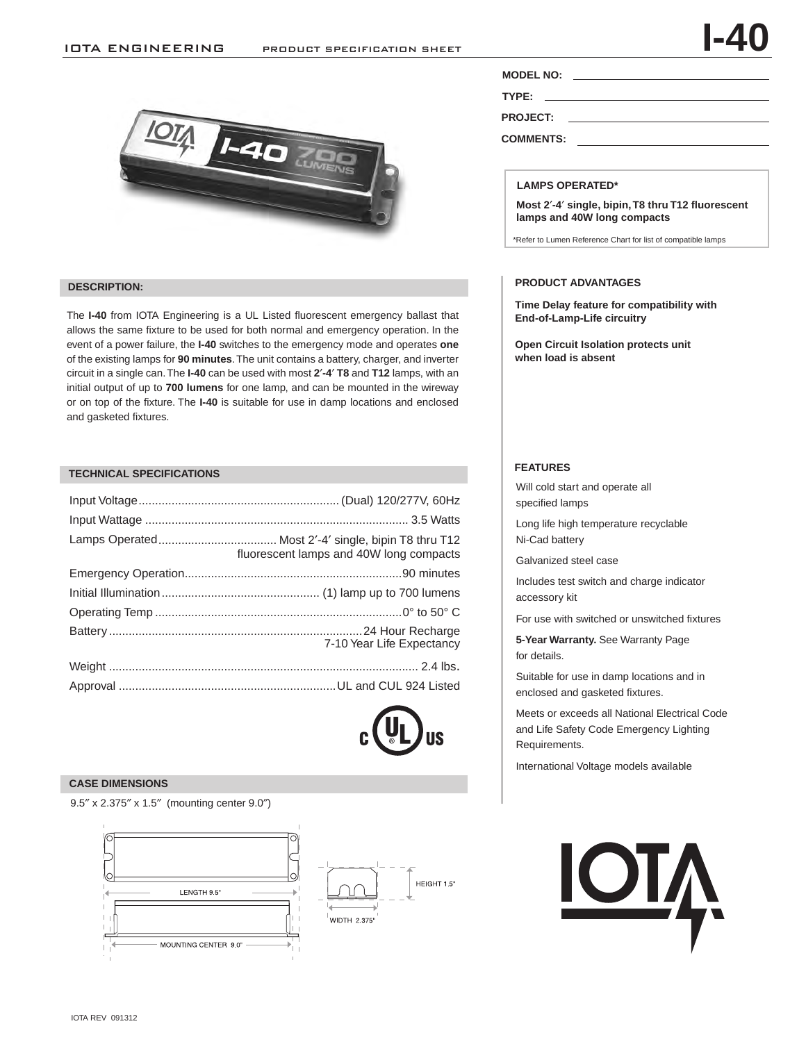IOTA ENGINEERING PRODUCT SPECIFICATION SHEET

# I-40

**MODEL NO:** ______________________

**TYPE:** ______________________

**PROJECT:** ______________________

**COMMENTS:** ______________________

**LAMPS OPERATED***

**Most 2′-4′ single, bipin, T8 thru T12 fluorescent lamps and 40W long compacts**

*Refer to Lumen Reference Chart for list of compatible lamps

## DESCRIPTION:

The **I-40** from IOTA Engineering is a UL Listed fluorescent emergency ballast that allows the same fixture to be used for both normal and emergency operation. In the event of a power failure, the **I-40** switches to the emergency mode and operates **one** of the existing lamps for **90 minutes**. The unit contains a battery, charger, and inverter circuit in a single can. The **I-40** can be used with most **2′-4′ T8** and **T12** lamps, with an initial output of up to **700 lumens** for one lamp, and can be mounted in the wireway or on top of the fixture. The **I-40** is suitable for use in damp locations and enclosed and gasketed fixtures.

## PRODUCT ADVANTAGES

**Time Delay feature for compatibility with End-of-Lamp-Life circuitry**

**Open Circuit Isolation protects unit when load is absent**

## TECHNICAL SPECIFICATIONS

| | |
|---|---|
| Input Voltage | (Dual) 120/277V, 60Hz |
| Input Wattage | 3.5 Watts |
| Lamps Operated | Most 2′-4′ single, bipin T8 thru T12 fluorescent lamps and 40W long compacts |
| Emergency Operation | 90 minutes |
| Initial Illumination | (1) lamp up to 700 lumens |
| Operating Temp | 0° to 50° C |
| Battery | 24 Hour Recharge 7-10 Year Life Expectancy |
| Weight | 2.4 lbs. |
| Approval | UL and CUL 924 Listed |

## FEATURES

- Will cold start and operate all specified lamps
- Long life high temperature recyclable Ni-Cad battery
- Galvanized steel case
- Includes test switch and charge indicator accessory kit
- For use with switched or unswitched fixtures
- **5-Year Warranty.** See Warranty Page for details.
- Suitable for use in damp locations and in enclosed and gasketed fixtures.
- Meets or exceeds all National Electrical Code and Life Safety Code Emergency Lighting Requirements.
- International Voltage models available

## CASE DIMENSIONS

9.5″ x 2.375″ x 1.5″ (mounting center 9.0″)

LENGTH 9.5"

MOUNTING CENTER 9.0"

HEIGHT 1.5"

WIDTH 2.375"

IOTA REV 091312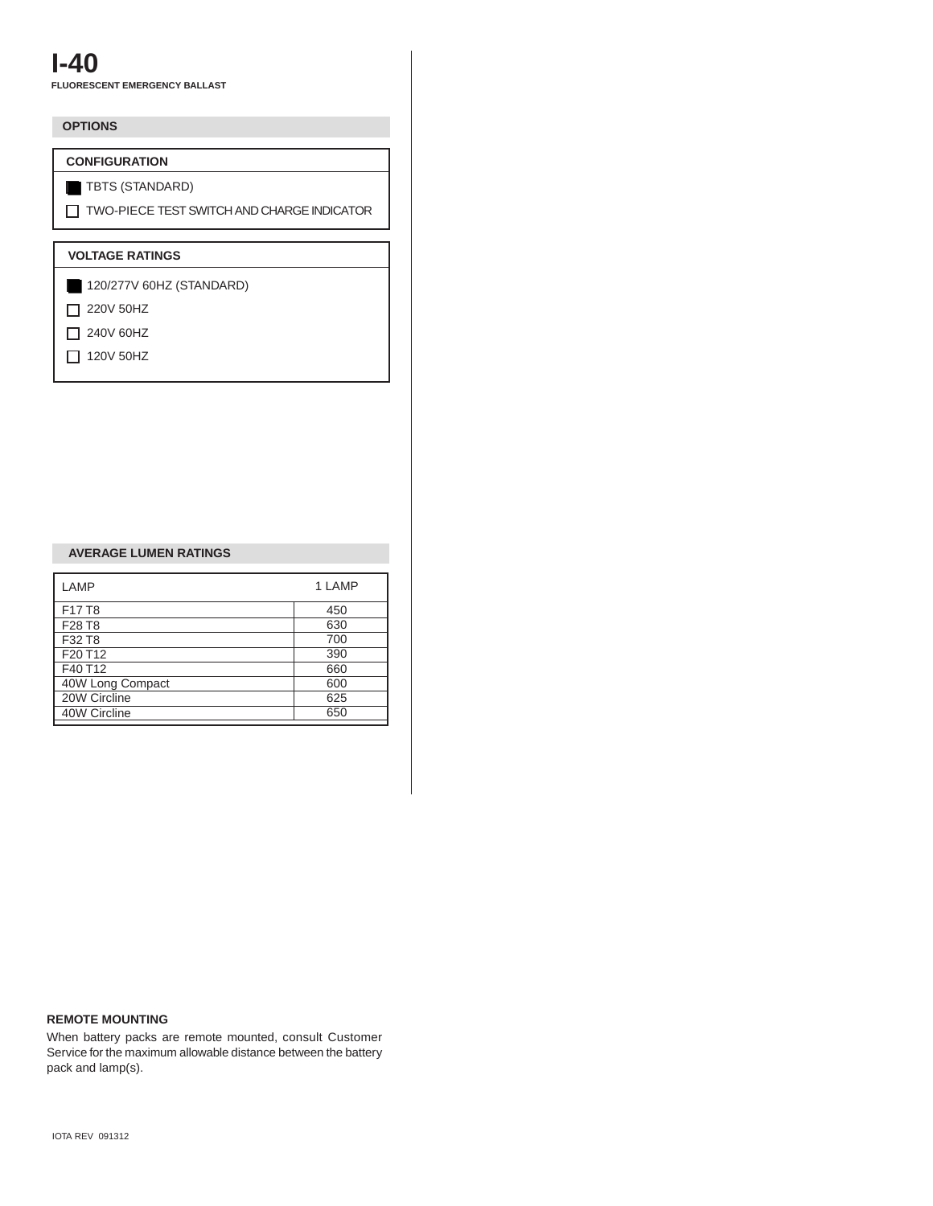# I-40

**FLUORESCENT EMERGENCY BALLAST**

## OPTIONS

### CONFIGURATION

- ■ TBTS (STANDARD)
- ☐ TWO-PIECE TEST SWITCH AND CHARGE INDICATOR

### VOLTAGE RATINGS

- ■ 120/277V 60HZ (STANDARD)
- ☐ 220V 50HZ
- ☐ 240V 60HZ
- ☐ 120V 50HZ

## AVERAGE LUMEN RATINGS

| LAMP | 1 LAMP |
|---|---|
| F17 T8 | 450 |
| F28 T8 | 630 |
| F32 T8 | 700 |
| F20 T12 | 390 |
| F40 T12 | 660 |
| 40W Long Compact | 600 |
| 20W Circline | 625 |
| 40W Circline | 650 |

### REMOTE MOUNTING

When battery packs are remote mounted, consult Customer Service for the maximum allowable distance between the battery pack and lamp(s).

IOTA REV 091312